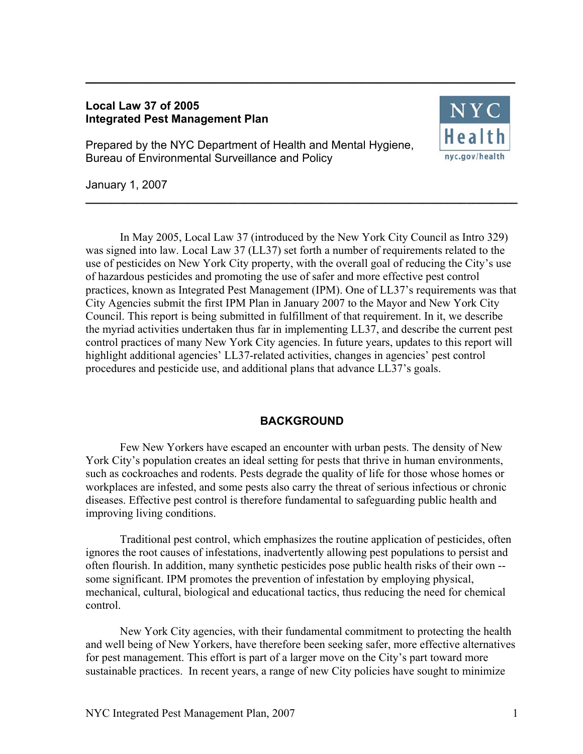**Local Law 37 of 2005**
**Integrated Pest Management Plan**

Prepared by the NYC Department of Health and Mental Hygiene,
Bureau of Environmental Surveillance and Policy

January 1, 2007

---

In May 2005, Local Law 37 (introduced by the New York City Council as Intro 329) was signed into law. Local Law 37 (LL37) set forth a number of requirements related to the use of pesticides on New York City property, with the overall goal of reducing the City's use of hazardous pesticides and promoting the use of safer and more effective pest control practices, known as Integrated Pest Management (IPM). One of LL37's requirements was that City Agencies submit the first IPM Plan in January 2007 to the Mayor and New York City Council. This report is being submitted in fulfillment of that requirement. In it, we describe the myriad activities undertaken thus far in implementing LL37, and describe the current pest control practices of many New York City agencies. In future years, updates to this report will highlight additional agencies' LL37-related activities, changes in agencies' pest control procedures and pesticide use, and additional plans that advance LL37's goals.

## BACKGROUND

Few New Yorkers have escaped an encounter with urban pests. The density of New York City's population creates an ideal setting for pests that thrive in human environments, such as cockroaches and rodents. Pests degrade the quality of life for those whose homes or workplaces are infested, and some pests also carry the threat of serious infectious or chronic diseases. Effective pest control is therefore fundamental to safeguarding public health and improving living conditions.

Traditional pest control, which emphasizes the routine application of pesticides, often ignores the root causes of infestations, inadvertently allowing pest populations to persist and often flourish. In addition, many synthetic pesticides pose public health risks of their own -- some significant. IPM promotes the prevention of infestation by employing physical, mechanical, cultural, biological and educational tactics, thus reducing the need for chemical control.

New York City agencies, with their fundamental commitment to protecting the health and well being of New Yorkers, have therefore been seeking safer, more effective alternatives for pest management. This effort is part of a larger move on the City's part toward more sustainable practices. In recent years, a range of new City policies have sought to minimize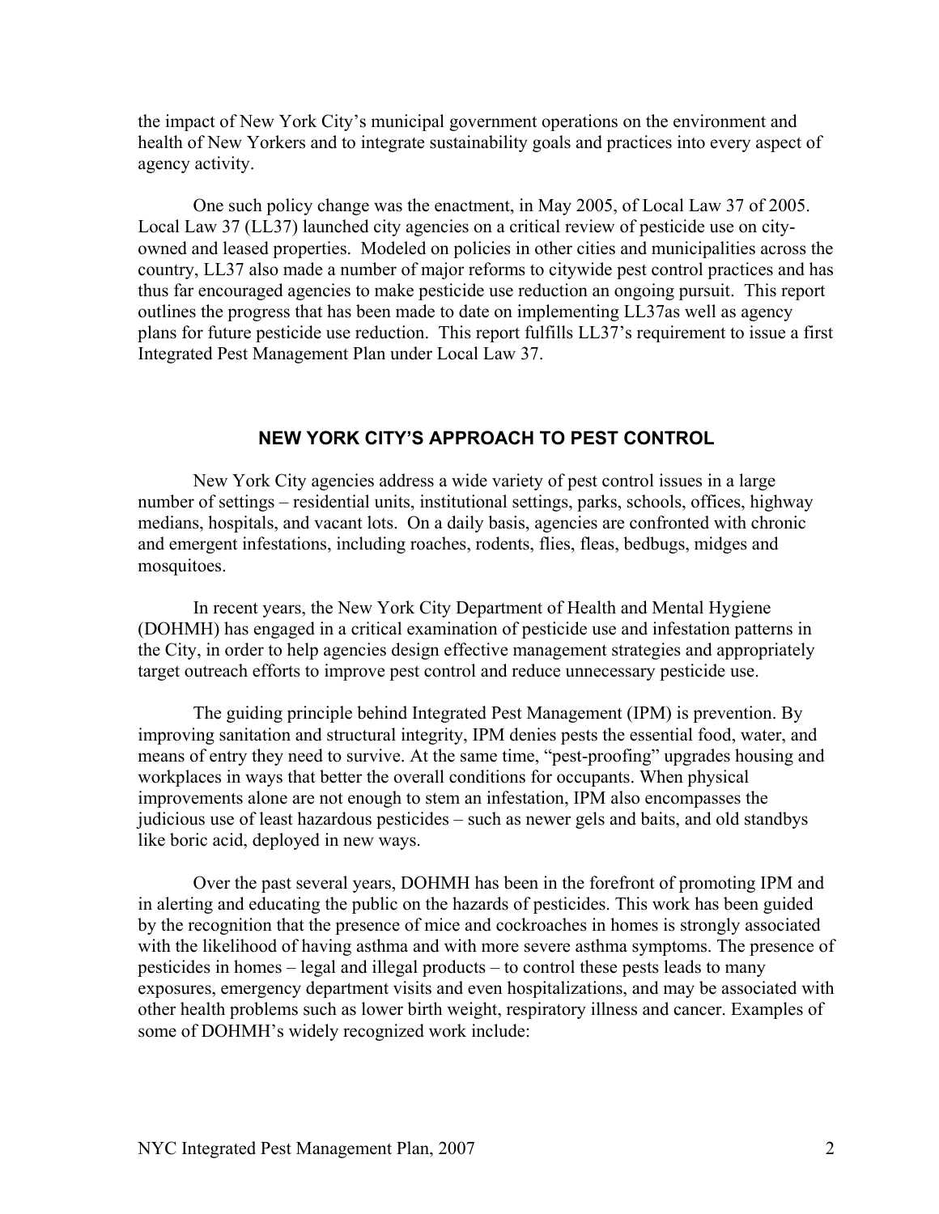the impact of New York City's municipal government operations on the environment and health of New Yorkers and to integrate sustainability goals and practices into every aspect of agency activity.

One such policy change was the enactment, in May 2005, of Local Law 37 of 2005. Local Law 37 (LL37) launched city agencies on a critical review of pesticide use on city-owned and leased properties. Modeled on policies in other cities and municipalities across the country, LL37 also made a number of major reforms to citywide pest control practices and has thus far encouraged agencies to make pesticide use reduction an ongoing pursuit. This report outlines the progress that has been made to date on implementing LL37as well as agency plans for future pesticide use reduction. This report fulfills LL37's requirement to issue a first Integrated Pest Management Plan under Local Law 37.

## NEW YORK CITY'S APPROACH TO PEST CONTROL

New York City agencies address a wide variety of pest control issues in a large number of settings – residential units, institutional settings, parks, schools, offices, highway medians, hospitals, and vacant lots. On a daily basis, agencies are confronted with chronic and emergent infestations, including roaches, rodents, flies, fleas, bedbugs, midges and mosquitoes.

In recent years, the New York City Department of Health and Mental Hygiene (DOHMH) has engaged in a critical examination of pesticide use and infestation patterns in the City, in order to help agencies design effective management strategies and appropriately target outreach efforts to improve pest control and reduce unnecessary pesticide use.

The guiding principle behind Integrated Pest Management (IPM) is prevention. By improving sanitation and structural integrity, IPM denies pests the essential food, water, and means of entry they need to survive. At the same time, "pest-proofing" upgrades housing and workplaces in ways that better the overall conditions for occupants. When physical improvements alone are not enough to stem an infestation, IPM also encompasses the judicious use of least hazardous pesticides – such as newer gels and baits, and old standbys like boric acid, deployed in new ways.

Over the past several years, DOHMH has been in the forefront of promoting IPM and in alerting and educating the public on the hazards of pesticides. This work has been guided by the recognition that the presence of mice and cockroaches in homes is strongly associated with the likelihood of having asthma and with more severe asthma symptoms. The presence of pesticides in homes – legal and illegal products – to control these pests leads to many exposures, emergency department visits and even hospitalizations, and may be associated with other health problems such as lower birth weight, respiratory illness and cancer. Examples of some of DOHMH's widely recognized work include: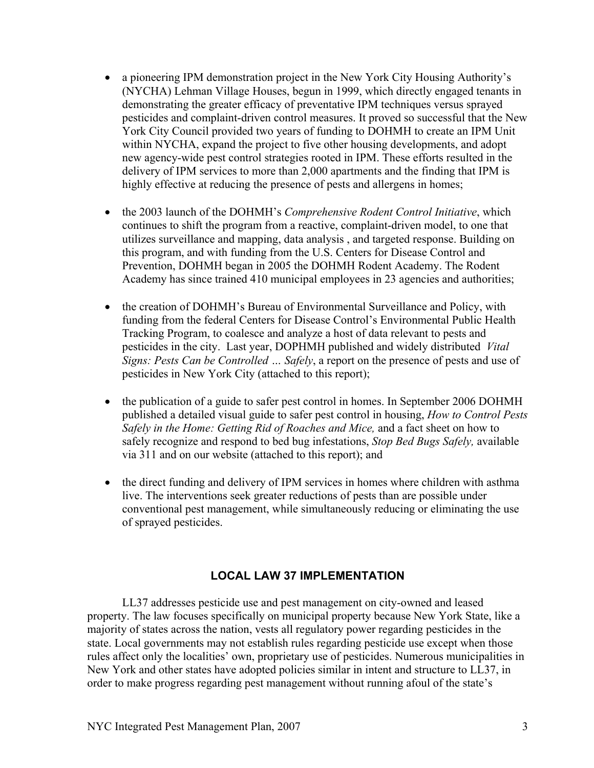- a pioneering IPM demonstration project in the New York City Housing Authority's (NYCHA) Lehman Village Houses, begun in 1999, which directly engaged tenants in demonstrating the greater efficacy of preventative IPM techniques versus sprayed pesticides and complaint-driven control measures. It proved so successful that the New York City Council provided two years of funding to DOHMH to create an IPM Unit within NYCHA, expand the project to five other housing developments, and adopt new agency-wide pest control strategies rooted in IPM. These efforts resulted in the delivery of IPM services to more than 2,000 apartments and the finding that IPM is highly effective at reducing the presence of pests and allergens in homes;

- the 2003 launch of the DOHMH's *Comprehensive Rodent Control Initiative*, which continues to shift the program from a reactive, complaint-driven model, to one that utilizes surveillance and mapping, data analysis , and targeted response. Building on this program, and with funding from the U.S. Centers for Disease Control and Prevention, DOHMH began in 2005 the DOHMH Rodent Academy. The Rodent Academy has since trained 410 municipal employees in 23 agencies and authorities;

- the creation of DOHMH's Bureau of Environmental Surveillance and Policy, with funding from the federal Centers for Disease Control's Environmental Public Health Tracking Program, to coalesce and analyze a host of data relevant to pests and pesticides in the city. Last year, DOPHMH published and widely distributed *Vital Signs: Pests Can be Controlled … Safely*, a report on the presence of pests and use of pesticides in New York City (attached to this report);

- the publication of a guide to safer pest control in homes. In September 2006 DOHMH published a detailed visual guide to safer pest control in housing, *How to Control Pests Safely in the Home: Getting Rid of Roaches and Mice,* and a fact sheet on how to safely recognize and respond to bed bug infestations, *Stop Bed Bugs Safely,* available via 311 and on our website (attached to this report); and

- the direct funding and delivery of IPM services in homes where children with asthma live. The interventions seek greater reductions of pests than are possible under conventional pest management, while simultaneously reducing or eliminating the use of sprayed pesticides.

## LOCAL LAW 37 IMPLEMENTATION

LL37 addresses pesticide use and pest management on city-owned and leased property. The law focuses specifically on municipal property because New York State, like a majority of states across the nation, vests all regulatory power regarding pesticides in the state. Local governments may not establish rules regarding pesticide use except when those rules affect only the localities' own, proprietary use of pesticides. Numerous municipalities in New York and other states have adopted policies similar in intent and structure to LL37, in order to make progress regarding pest management without running afoul of the state's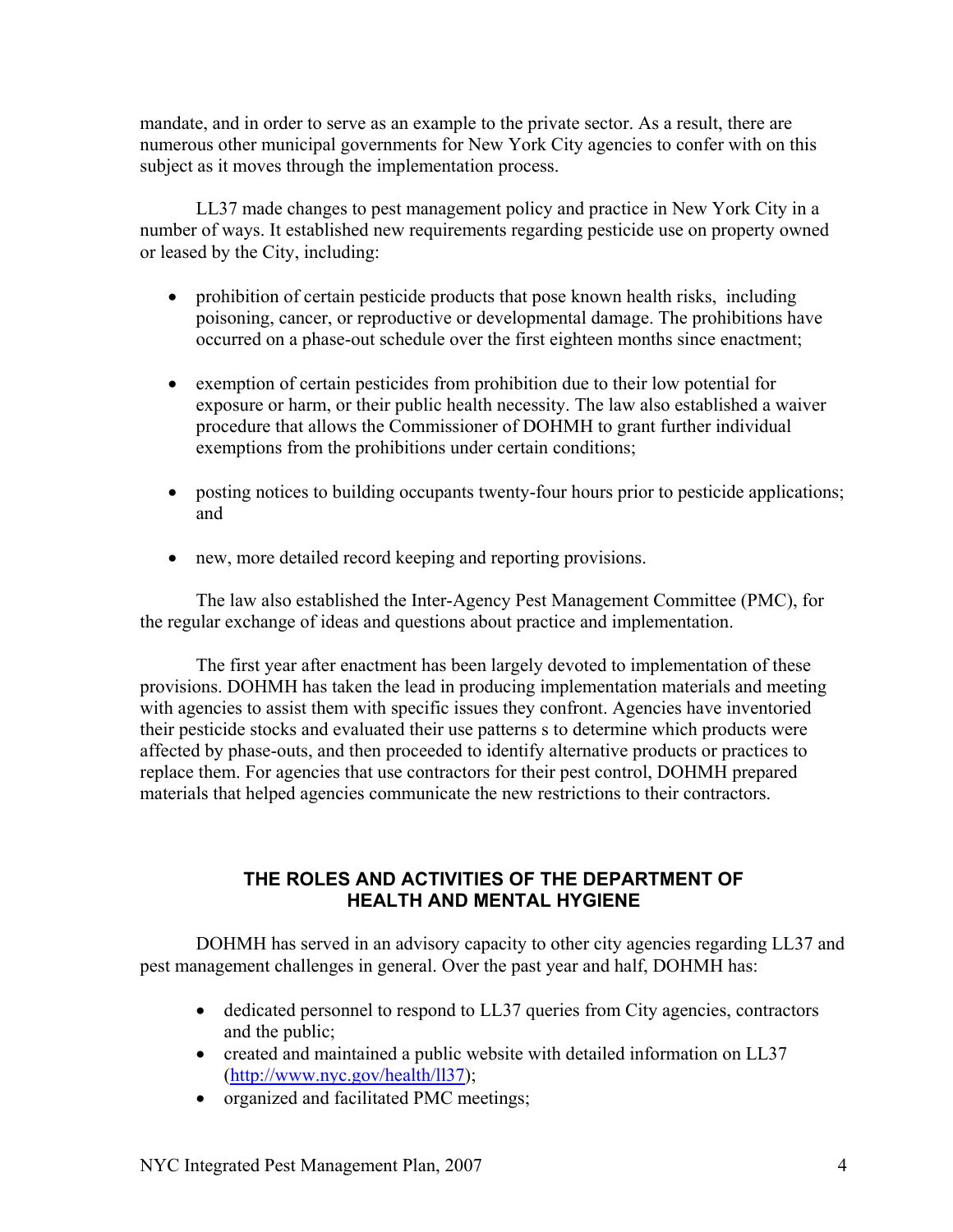mandate, and in order to serve as an example to the private sector. As a result, there are numerous other municipal governments for New York City agencies to confer with on this subject as it moves through the implementation process.

LL37 made changes to pest management policy and practice in New York City in a number of ways. It established new requirements regarding pesticide use on property owned or leased by the City, including:

- prohibition of certain pesticide products that pose known health risks, including poisoning, cancer, or reproductive or developmental damage. The prohibitions have occurred on a phase-out schedule over the first eighteen months since enactment;
- exemption of certain pesticides from prohibition due to their low potential for exposure or harm, or their public health necessity. The law also established a waiver procedure that allows the Commissioner of DOHMH to grant further individual exemptions from the prohibitions under certain conditions;
- posting notices to building occupants twenty-four hours prior to pesticide applications; and
- new, more detailed record keeping and reporting provisions.

The law also established the Inter-Agency Pest Management Committee (PMC), for the regular exchange of ideas and questions about practice and implementation.

The first year after enactment has been largely devoted to implementation of these provisions. DOHMH has taken the lead in producing implementation materials and meeting with agencies to assist them with specific issues they confront. Agencies have inventoried their pesticide stocks and evaluated their use patterns s to determine which products were affected by phase-outs, and then proceeded to identify alternative products or practices to replace them. For agencies that use contractors for their pest control, DOHMH prepared materials that helped agencies communicate the new restrictions to their contractors.

## THE ROLES AND ACTIVITIES OF THE DEPARTMENT OF HEALTH AND MENTAL HYGIENE

DOHMH has served in an advisory capacity to other city agencies regarding LL37 and pest management challenges in general. Over the past year and half, DOHMH has:

- dedicated personnel to respond to LL37 queries from City agencies, contractors and the public;
- created and maintained a public website with detailed information on LL37 (http://www.nyc.gov/health/ll37);
- organized and facilitated PMC meetings;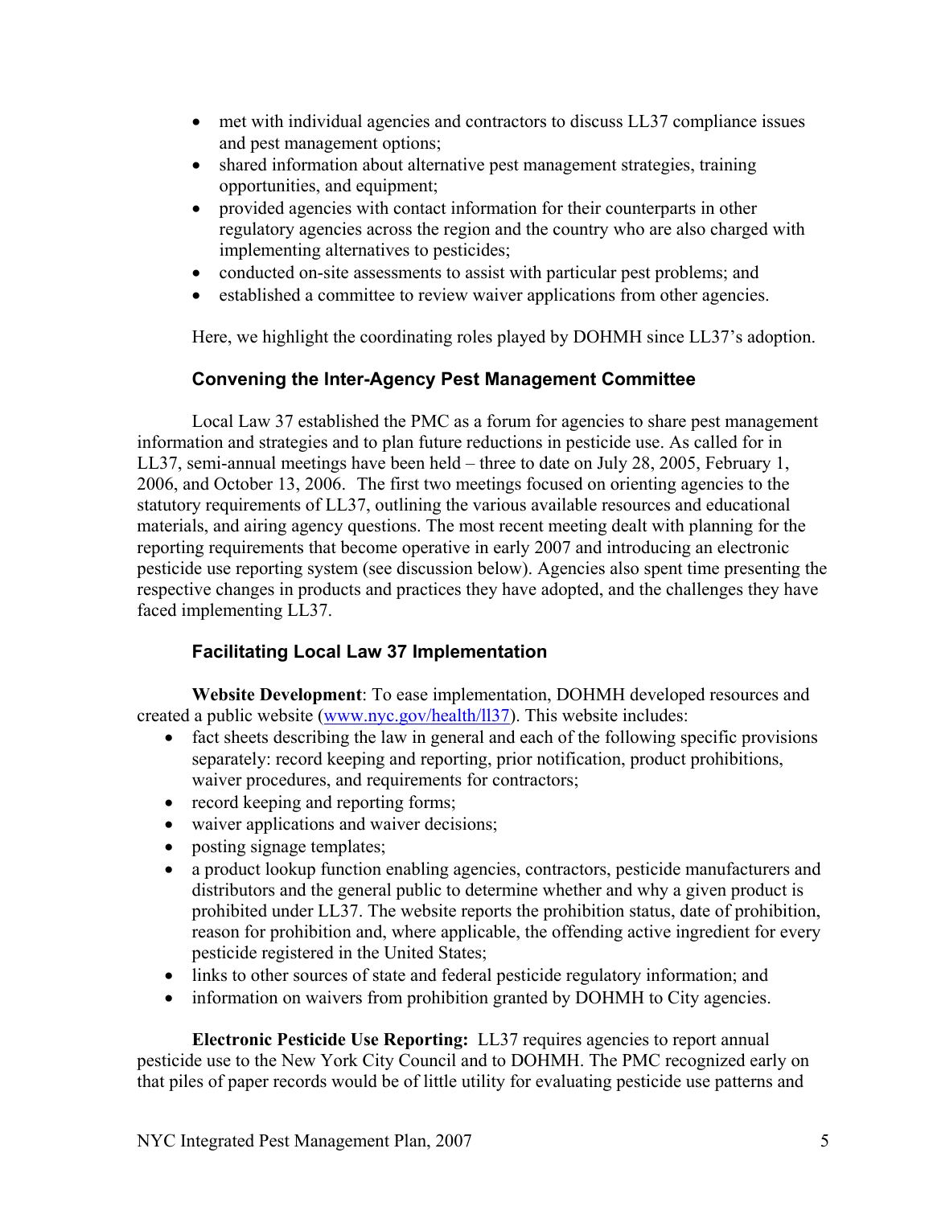- met with individual agencies and contractors to discuss LL37 compliance issues and pest management options;
- shared information about alternative pest management strategies, training opportunities, and equipment;
- provided agencies with contact information for their counterparts in other regulatory agencies across the region and the country who are also charged with implementing alternatives to pesticides;
- conducted on-site assessments to assist with particular pest problems; and
- established a committee to review waiver applications from other agencies.

Here, we highlight the coordinating roles played by DOHMH since LL37's adoption.

### Convening the Inter-Agency Pest Management Committee

Local Law 37 established the PMC as a forum for agencies to share pest management information and strategies and to plan future reductions in pesticide use. As called for in LL37, semi-annual meetings have been held – three to date on July 28, 2005, February 1, 2006, and October 13, 2006. The first two meetings focused on orienting agencies to the statutory requirements of LL37, outlining the various available resources and educational materials, and airing agency questions. The most recent meeting dealt with planning for the reporting requirements that become operative in early 2007 and introducing an electronic pesticide use reporting system (see discussion below). Agencies also spent time presenting the respective changes in products and practices they have adopted, and the challenges they have faced implementing LL37.

### Facilitating Local Law 37 Implementation

**Website Development**: To ease implementation, DOHMH developed resources and created a public website (www.nyc.gov/health/ll37). This website includes:

- fact sheets describing the law in general and each of the following specific provisions separately: record keeping and reporting, prior notification, product prohibitions, waiver procedures, and requirements for contractors;
- record keeping and reporting forms;
- waiver applications and waiver decisions;
- posting signage templates;
- a product lookup function enabling agencies, contractors, pesticide manufacturers and distributors and the general public to determine whether and why a given product is prohibited under LL37. The website reports the prohibition status, date of prohibition, reason for prohibition and, where applicable, the offending active ingredient for every pesticide registered in the United States;
- links to other sources of state and federal pesticide regulatory information; and
- information on waivers from prohibition granted by DOHMH to City agencies.

**Electronic Pesticide Use Reporting:** LL37 requires agencies to report annual pesticide use to the New York City Council and to DOHMH. The PMC recognized early on that piles of paper records would be of little utility for evaluating pesticide use patterns and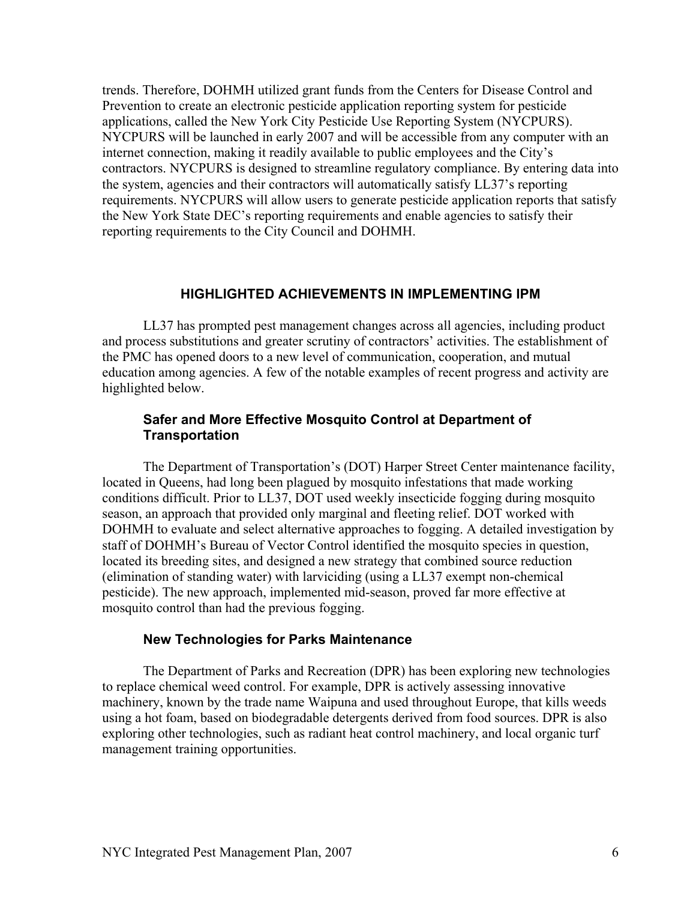trends. Therefore, DOHMH utilized grant funds from the Centers for Disease Control and Prevention to create an electronic pesticide application reporting system for pesticide applications, called the New York City Pesticide Use Reporting System (NYCPURS). NYCPURS will be launched in early 2007 and will be accessible from any computer with an internet connection, making it readily available to public employees and the City's contractors. NYCPURS is designed to streamline regulatory compliance. By entering data into the system, agencies and their contractors will automatically satisfy LL37's reporting requirements. NYCPURS will allow users to generate pesticide application reports that satisfy the New York State DEC's reporting requirements and enable agencies to satisfy their reporting requirements to the City Council and DOHMH.

## HIGHLIGHTED ACHIEVEMENTS IN IMPLEMENTING IPM

LL37 has prompted pest management changes across all agencies, including product and process substitutions and greater scrutiny of contractors' activities. The establishment of the PMC has opened doors to a new level of communication, cooperation, and mutual education among agencies. A few of the notable examples of recent progress and activity are highlighted below.

### Safer and More Effective Mosquito Control at Department of Transportation

The Department of Transportation's (DOT) Harper Street Center maintenance facility, located in Queens, had long been plagued by mosquito infestations that made working conditions difficult. Prior to LL37, DOT used weekly insecticide fogging during mosquito season, an approach that provided only marginal and fleeting relief. DOT worked with DOHMH to evaluate and select alternative approaches to fogging. A detailed investigation by staff of DOHMH's Bureau of Vector Control identified the mosquito species in question, located its breeding sites, and designed a new strategy that combined source reduction (elimination of standing water) with larviciding (using a LL37 exempt non-chemical pesticide). The new approach, implemented mid-season, proved far more effective at mosquito control than had the previous fogging.

### New Technologies for Parks Maintenance

The Department of Parks and Recreation (DPR) has been exploring new technologies to replace chemical weed control. For example, DPR is actively assessing innovative machinery, known by the trade name Waipuna and used throughout Europe, that kills weeds using a hot foam, based on biodegradable detergents derived from food sources. DPR is also exploring other technologies, such as radiant heat control machinery, and local organic turf management training opportunities.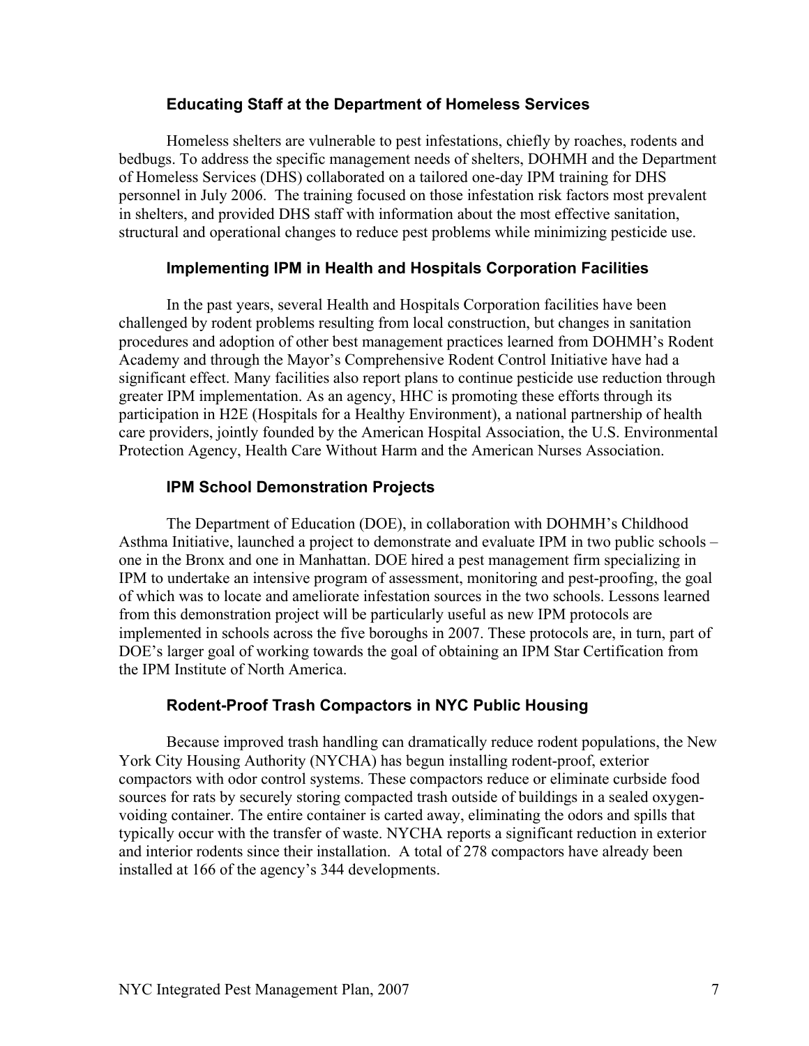### Educating Staff at the Department of Homeless Services

Homeless shelters are vulnerable to pest infestations, chiefly by roaches, rodents and bedbugs. To address the specific management needs of shelters, DOHMH and the Department of Homeless Services (DHS) collaborated on a tailored one-day IPM training for DHS personnel in July 2006. The training focused on those infestation risk factors most prevalent in shelters, and provided DHS staff with information about the most effective sanitation, structural and operational changes to reduce pest problems while minimizing pesticide use.

### Implementing IPM in Health and Hospitals Corporation Facilities

In the past years, several Health and Hospitals Corporation facilities have been challenged by rodent problems resulting from local construction, but changes in sanitation procedures and adoption of other best management practices learned from DOHMH's Rodent Academy and through the Mayor's Comprehensive Rodent Control Initiative have had a significant effect. Many facilities also report plans to continue pesticide use reduction through greater IPM implementation. As an agency, HHC is promoting these efforts through its participation in H2E (Hospitals for a Healthy Environment), a national partnership of health care providers, jointly founded by the American Hospital Association, the U.S. Environmental Protection Agency, Health Care Without Harm and the American Nurses Association.

### IPM School Demonstration Projects

The Department of Education (DOE), in collaboration with DOHMH's Childhood Asthma Initiative, launched a project to demonstrate and evaluate IPM in two public schools – one in the Bronx and one in Manhattan. DOE hired a pest management firm specializing in IPM to undertake an intensive program of assessment, monitoring and pest-proofing, the goal of which was to locate and ameliorate infestation sources in the two schools. Lessons learned from this demonstration project will be particularly useful as new IPM protocols are implemented in schools across the five boroughs in 2007. These protocols are, in turn, part of DOE's larger goal of working towards the goal of obtaining an IPM Star Certification from the IPM Institute of North America.

### Rodent-Proof Trash Compactors in NYC Public Housing

Because improved trash handling can dramatically reduce rodent populations, the New York City Housing Authority (NYCHA) has begun installing rodent-proof, exterior compactors with odor control systems. These compactors reduce or eliminate curbside food sources for rats by securely storing compacted trash outside of buildings in a sealed oxygen-voiding container. The entire container is carted away, eliminating the odors and spills that typically occur with the transfer of waste. NYCHA reports a significant reduction in exterior and interior rodents since their installation. A total of 278 compactors have already been installed at 166 of the agency's 344 developments.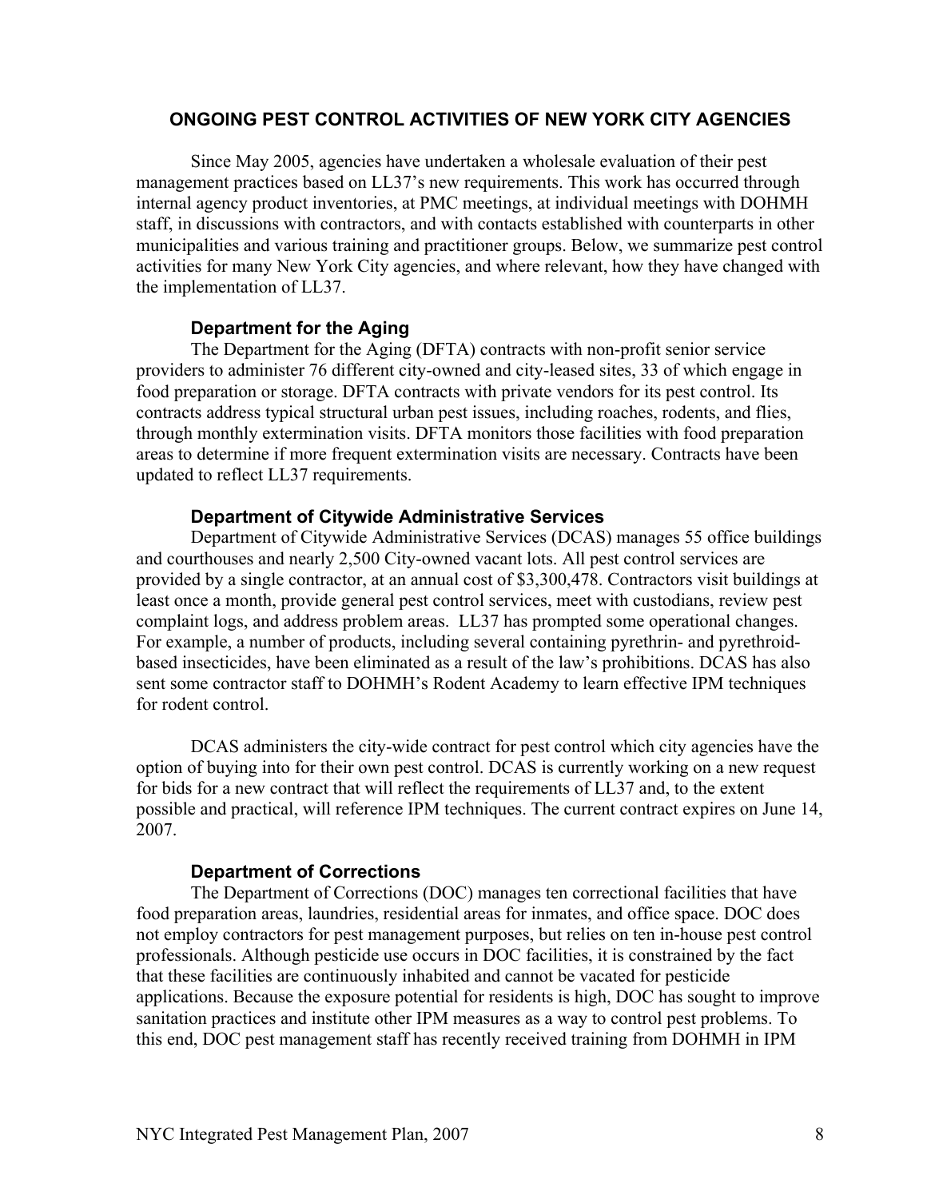## ONGOING PEST CONTROL ACTIVITIES OF NEW YORK CITY AGENCIES

Since May 2005, agencies have undertaken a wholesale evaluation of their pest management practices based on LL37's new requirements. This work has occurred through internal agency product inventories, at PMC meetings, at individual meetings with DOHMH staff, in discussions with contractors, and with contacts established with counterparts in other municipalities and various training and practitioner groups. Below, we summarize pest control activities for many New York City agencies, and where relevant, how they have changed with the implementation of LL37.

### Department for the Aging

The Department for the Aging (DFTA) contracts with non-profit senior service providers to administer 76 different city-owned and city-leased sites, 33 of which engage in food preparation or storage. DFTA contracts with private vendors for its pest control. Its contracts address typical structural urban pest issues, including roaches, rodents, and flies, through monthly extermination visits. DFTA monitors those facilities with food preparation areas to determine if more frequent extermination visits are necessary. Contracts have been updated to reflect LL37 requirements.

### Department of Citywide Administrative Services

Department of Citywide Administrative Services (DCAS) manages 55 office buildings and courthouses and nearly 2,500 City-owned vacant lots. All pest control services are provided by a single contractor, at an annual cost of $3,300,478. Contractors visit buildings at least once a month, provide general pest control services, meet with custodians, review pest complaint logs, and address problem areas. LL37 has prompted some operational changes. For example, a number of products, including several containing pyrethrin- and pyrethroid-based insecticides, have been eliminated as a result of the law's prohibitions. DCAS has also sent some contractor staff to DOHMH's Rodent Academy to learn effective IPM techniques for rodent control.

DCAS administers the city-wide contract for pest control which city agencies have the option of buying into for their own pest control. DCAS is currently working on a new request for bids for a new contract that will reflect the requirements of LL37 and, to the extent possible and practical, will reference IPM techniques. The current contract expires on June 14, 2007.

### Department of Corrections

The Department of Corrections (DOC) manages ten correctional facilities that have food preparation areas, laundries, residential areas for inmates, and office space. DOC does not employ contractors for pest management purposes, but relies on ten in-house pest control professionals. Although pesticide use occurs in DOC facilities, it is constrained by the fact that these facilities are continuously inhabited and cannot be vacated for pesticide applications. Because the exposure potential for residents is high, DOC has sought to improve sanitation practices and institute other IPM measures as a way to control pest problems. To this end, DOC pest management staff has recently received training from DOHMH in IPM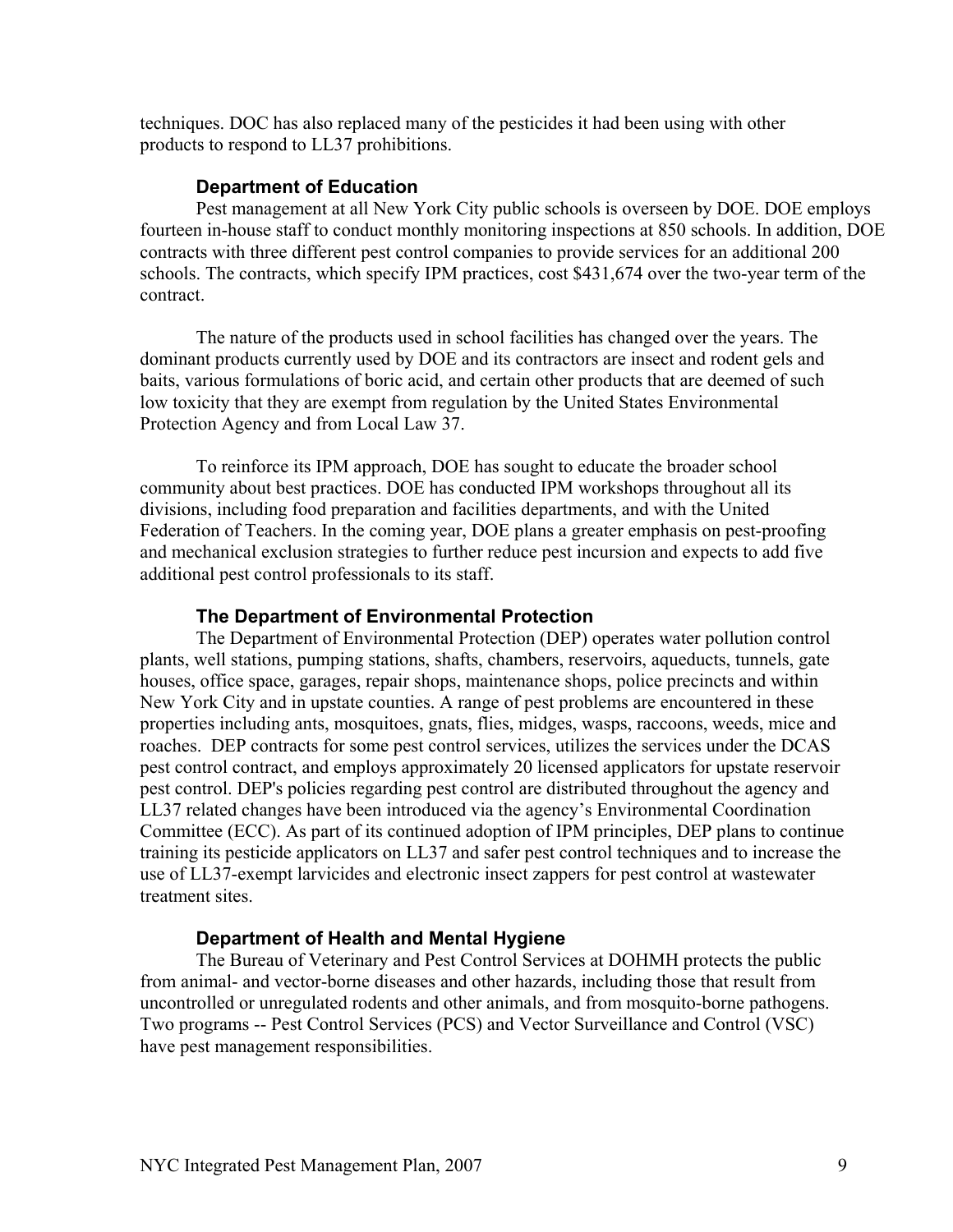techniques. DOC has also replaced many of the pesticides it had been using with other products to respond to LL37 prohibitions.

### Department of Education

Pest management at all New York City public schools is overseen by DOE. DOE employs fourteen in-house staff to conduct monthly monitoring inspections at 850 schools. In addition, DOE contracts with three different pest control companies to provide services for an additional 200 schools. The contracts, which specify IPM practices, cost $431,674 over the two-year term of the contract.

The nature of the products used in school facilities has changed over the years. The dominant products currently used by DOE and its contractors are insect and rodent gels and baits, various formulations of boric acid, and certain other products that are deemed of such low toxicity that they are exempt from regulation by the United States Environmental Protection Agency and from Local Law 37.

To reinforce its IPM approach, DOE has sought to educate the broader school community about best practices. DOE has conducted IPM workshops throughout all its divisions, including food preparation and facilities departments, and with the United Federation of Teachers. In the coming year, DOE plans a greater emphasis on pest-proofing and mechanical exclusion strategies to further reduce pest incursion and expects to add five additional pest control professionals to its staff.

### The Department of Environmental Protection

The Department of Environmental Protection (DEP) operates water pollution control plants, well stations, pumping stations, shafts, chambers, reservoirs, aqueducts, tunnels, gate houses, office space, garages, repair shops, maintenance shops, police precincts and within New York City and in upstate counties. A range of pest problems are encountered in these properties including ants, mosquitoes, gnats, flies, midges, wasps, raccoons, weeds, mice and roaches. DEP contracts for some pest control services, utilizes the services under the DCAS pest control contract, and employs approximately 20 licensed applicators for upstate reservoir pest control. DEP's policies regarding pest control are distributed throughout the agency and LL37 related changes have been introduced via the agency's Environmental Coordination Committee (ECC). As part of its continued adoption of IPM principles, DEP plans to continue training its pesticide applicators on LL37 and safer pest control techniques and to increase the use of LL37-exempt larvicides and electronic insect zappers for pest control at wastewater treatment sites.

### Department of Health and Mental Hygiene

The Bureau of Veterinary and Pest Control Services at DOHMH protects the public from animal- and vector-borne diseases and other hazards, including those that result from uncontrolled or unregulated rodents and other animals, and from mosquito-borne pathogens. Two programs -- Pest Control Services (PCS) and Vector Surveillance and Control (VSC) have pest management responsibilities.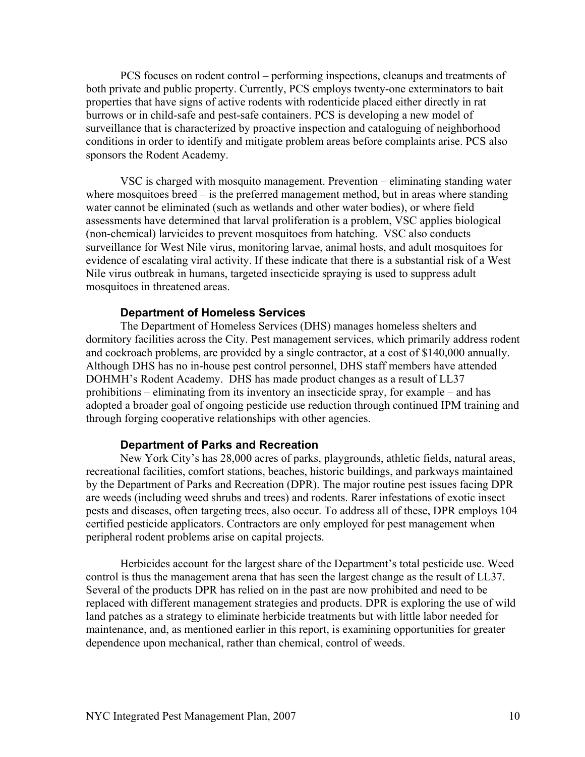PCS focuses on rodent control – performing inspections, cleanups and treatments of both private and public property. Currently, PCS employs twenty-one exterminators to bait properties that have signs of active rodents with rodenticide placed either directly in rat burrows or in child-safe and pest-safe containers. PCS is developing a new model of surveillance that is characterized by proactive inspection and cataloguing of neighborhood conditions in order to identify and mitigate problem areas before complaints arise. PCS also sponsors the Rodent Academy.

VSC is charged with mosquito management. Prevention – eliminating standing water where mosquitoes breed – is the preferred management method, but in areas where standing water cannot be eliminated (such as wetlands and other water bodies), or where field assessments have determined that larval proliferation is a problem, VSC applies biological (non-chemical) larvicides to prevent mosquitoes from hatching. VSC also conducts surveillance for West Nile virus, monitoring larvae, animal hosts, and adult mosquitoes for evidence of escalating viral activity. If these indicate that there is a substantial risk of a West Nile virus outbreak in humans, targeted insecticide spraying is used to suppress adult mosquitoes in threatened areas.

### Department of Homeless Services

The Department of Homeless Services (DHS) manages homeless shelters and dormitory facilities across the City. Pest management services, which primarily address rodent and cockroach problems, are provided by a single contractor, at a cost of $140,000 annually. Although DHS has no in-house pest control personnel, DHS staff members have attended DOHMH's Rodent Academy. DHS has made product changes as a result of LL37 prohibitions – eliminating from its inventory an insecticide spray, for example – and has adopted a broader goal of ongoing pesticide use reduction through continued IPM training and through forging cooperative relationships with other agencies.

### Department of Parks and Recreation

New York City's has 28,000 acres of parks, playgrounds, athletic fields, natural areas, recreational facilities, comfort stations, beaches, historic buildings, and parkways maintained by the Department of Parks and Recreation (DPR). The major routine pest issues facing DPR are weeds (including weed shrubs and trees) and rodents. Rarer infestations of exotic insect pests and diseases, often targeting trees, also occur. To address all of these, DPR employs 104 certified pesticide applicators. Contractors are only employed for pest management when peripheral rodent problems arise on capital projects.

Herbicides account for the largest share of the Department's total pesticide use. Weed control is thus the management arena that has seen the largest change as the result of LL37. Several of the products DPR has relied on in the past are now prohibited and need to be replaced with different management strategies and products. DPR is exploring the use of wild land patches as a strategy to eliminate herbicide treatments but with little labor needed for maintenance, and, as mentioned earlier in this report, is examining opportunities for greater dependence upon mechanical, rather than chemical, control of weeds.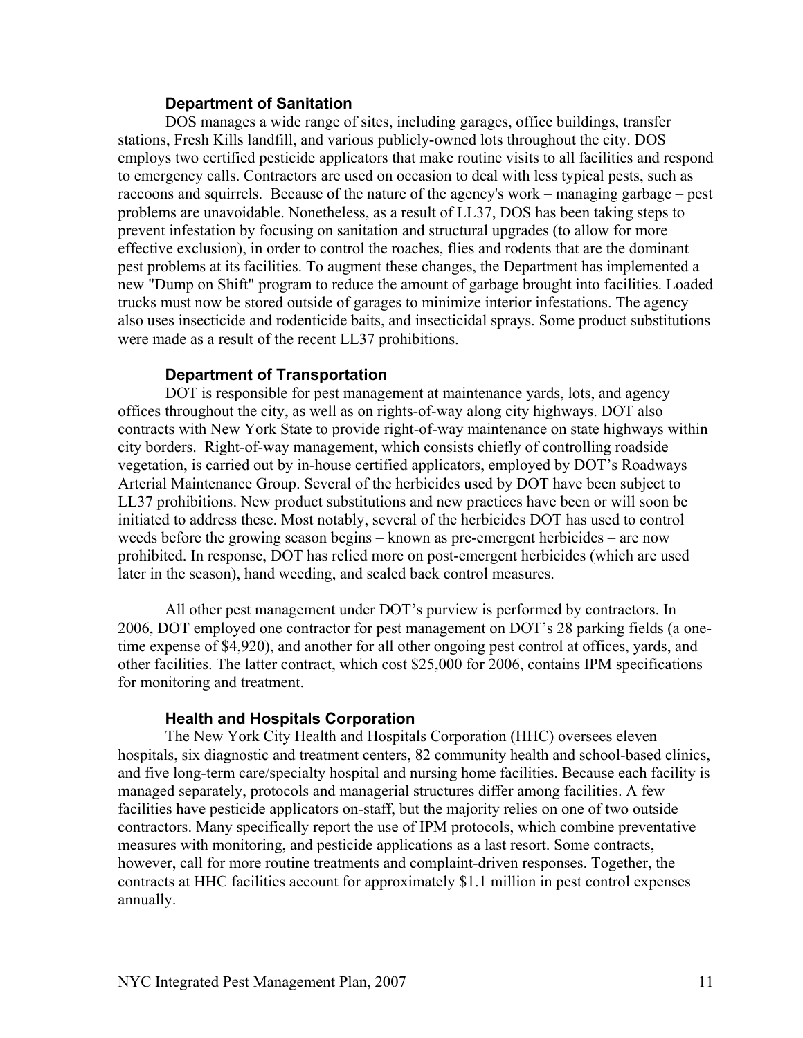### Department of Sanitation

DOS manages a wide range of sites, including garages, office buildings, transfer stations, Fresh Kills landfill, and various publicly-owned lots throughout the city. DOS employs two certified pesticide applicators that make routine visits to all facilities and respond to emergency calls. Contractors are used on occasion to deal with less typical pests, such as raccoons and squirrels. Because of the nature of the agency's work – managing garbage – pest problems are unavoidable. Nonetheless, as a result of LL37, DOS has been taking steps to prevent infestation by focusing on sanitation and structural upgrades (to allow for more effective exclusion), in order to control the roaches, flies and rodents that are the dominant pest problems at its facilities. To augment these changes, the Department has implemented a new "Dump on Shift" program to reduce the amount of garbage brought into facilities. Loaded trucks must now be stored outside of garages to minimize interior infestations. The agency also uses insecticide and rodenticide baits, and insecticidal sprays. Some product substitutions were made as a result of the recent LL37 prohibitions.

### Department of Transportation

DOT is responsible for pest management at maintenance yards, lots, and agency offices throughout the city, as well as on rights-of-way along city highways. DOT also contracts with New York State to provide right-of-way maintenance on state highways within city borders. Right-of-way management, which consists chiefly of controlling roadside vegetation, is carried out by in-house certified applicators, employed by DOT's Roadways Arterial Maintenance Group. Several of the herbicides used by DOT have been subject to LL37 prohibitions. New product substitutions and new practices have been or will soon be initiated to address these. Most notably, several of the herbicides DOT has used to control weeds before the growing season begins – known as pre-emergent herbicides – are now prohibited. In response, DOT has relied more on post-emergent herbicides (which are used later in the season), hand weeding, and scaled back control measures.

All other pest management under DOT's purview is performed by contractors. In 2006, DOT employed one contractor for pest management on DOT's 28 parking fields (a one-time expense of $4,920), and another for all other ongoing pest control at offices, yards, and other facilities. The latter contract, which cost $25,000 for 2006, contains IPM specifications for monitoring and treatment.

### Health and Hospitals Corporation

The New York City Health and Hospitals Corporation (HHC) oversees eleven hospitals, six diagnostic and treatment centers, 82 community health and school-based clinics, and five long-term care/specialty hospital and nursing home facilities. Because each facility is managed separately, protocols and managerial structures differ among facilities. A few facilities have pesticide applicators on-staff, but the majority relies on one of two outside contractors. Many specifically report the use of IPM protocols, which combine preventative measures with monitoring, and pesticide applications as a last resort. Some contracts, however, call for more routine treatments and complaint-driven responses. Together, the contracts at HHC facilities account for approximately $1.1 million in pest control expenses annually.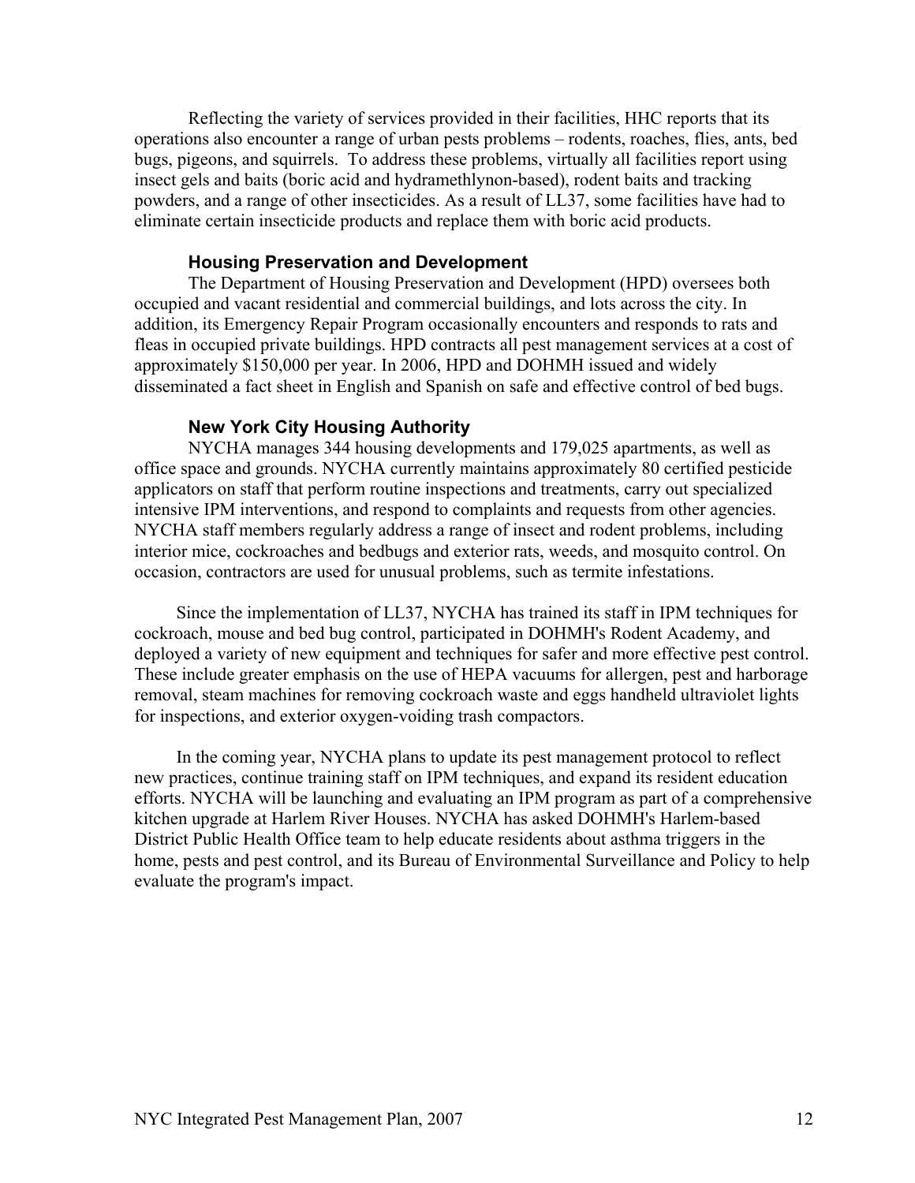Reflecting the variety of services provided in their facilities, HHC reports that its operations also encounter a range of urban pests problems – rodents, roaches, flies, ants, bed bugs, pigeons, and squirrels. To address these problems, virtually all facilities report using insect gels and baits (boric acid and hydramethlynon-based), rodent baits and tracking powders, and a range of other insecticides. As a result of LL37, some facilities have had to eliminate certain insecticide products and replace them with boric acid products.

### Housing Preservation and Development

The Department of Housing Preservation and Development (HPD) oversees both occupied and vacant residential and commercial buildings, and lots across the city. In addition, its Emergency Repair Program occasionally encounters and responds to rats and fleas in occupied private buildings. HPD contracts all pest management services at a cost of approximately $150,000 per year. In 2006, HPD and DOHMH issued and widely disseminated a fact sheet in English and Spanish on safe and effective control of bed bugs.

### New York City Housing Authority

NYCHA manages 344 housing developments and 179,025 apartments, as well as office space and grounds. NYCHA currently maintains approximately 80 certified pesticide applicators on staff that perform routine inspections and treatments, carry out specialized intensive IPM interventions, and respond to complaints and requests from other agencies. NYCHA staff members regularly address a range of insect and rodent problems, including interior mice, cockroaches and bedbugs and exterior rats, weeds, and mosquito control. On occasion, contractors are used for unusual problems, such as termite infestations.

Since the implementation of LL37, NYCHA has trained its staff in IPM techniques for cockroach, mouse and bed bug control, participated in DOHMH's Rodent Academy, and deployed a variety of new equipment and techniques for safer and more effective pest control. These include greater emphasis on the use of HEPA vacuums for allergen, pest and harborage removal, steam machines for removing cockroach waste and eggs handheld ultraviolet lights for inspections, and exterior oxygen-voiding trash compactors.

In the coming year, NYCHA plans to update its pest management protocol to reflect new practices, continue training staff on IPM techniques, and expand its resident education efforts. NYCHA will be launching and evaluating an IPM program as part of a comprehensive kitchen upgrade at Harlem River Houses. NYCHA has asked DOHMH's Harlem-based District Public Health Office team to help educate residents about asthma triggers in the home, pests and pest control, and its Bureau of Environmental Surveillance and Policy to help evaluate the program's impact.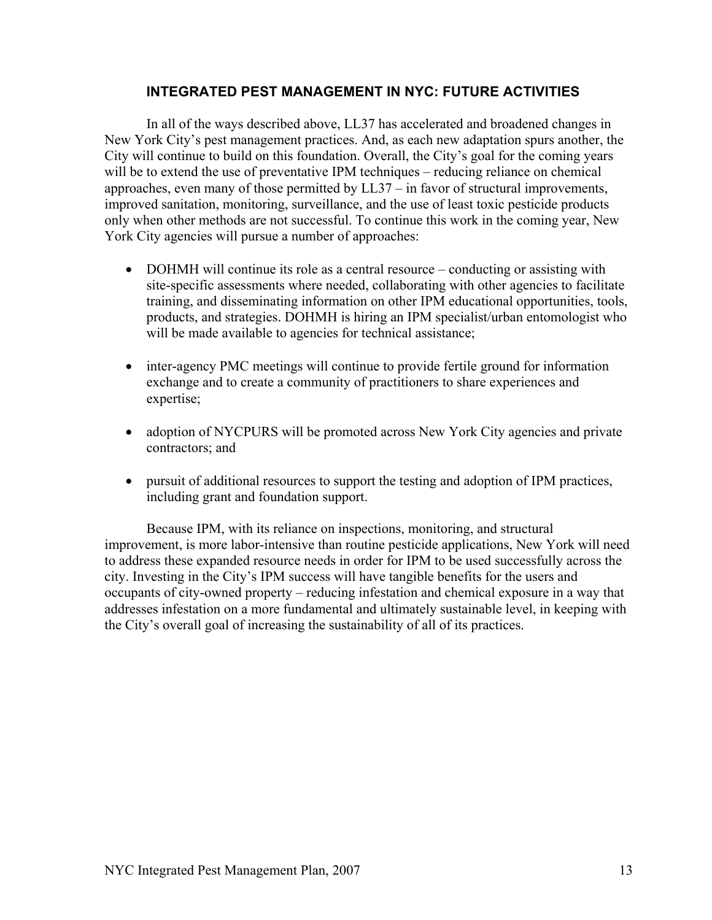## INTEGRATED PEST MANAGEMENT IN NYC: FUTURE ACTIVITIES

In all of the ways described above, LL37 has accelerated and broadened changes in New York City's pest management practices. And, as each new adaptation spurs another, the City will continue to build on this foundation. Overall, the City's goal for the coming years will be to extend the use of preventative IPM techniques – reducing reliance on chemical approaches, even many of those permitted by LL37 – in favor of structural improvements, improved sanitation, monitoring, surveillance, and the use of least toxic pesticide products only when other methods are not successful. To continue this work in the coming year, New York City agencies will pursue a number of approaches:

- DOHMH will continue its role as a central resource – conducting or assisting with site-specific assessments where needed, collaborating with other agencies to facilitate training, and disseminating information on other IPM educational opportunities, tools, products, and strategies. DOHMH is hiring an IPM specialist/urban entomologist who will be made available to agencies for technical assistance;

- inter-agency PMC meetings will continue to provide fertile ground for information exchange and to create a community of practitioners to share experiences and expertise;

- adoption of NYCPURS will be promoted across New York City agencies and private contractors; and

- pursuit of additional resources to support the testing and adoption of IPM practices, including grant and foundation support.

Because IPM, with its reliance on inspections, monitoring, and structural improvement, is more labor-intensive than routine pesticide applications, New York will need to address these expanded resource needs in order for IPM to be used successfully across the city. Investing in the City's IPM success will have tangible benefits for the users and occupants of city-owned property – reducing infestation and chemical exposure in a way that addresses infestation on a more fundamental and ultimately sustainable level, in keeping with the City's overall goal of increasing the sustainability of all of its practices.